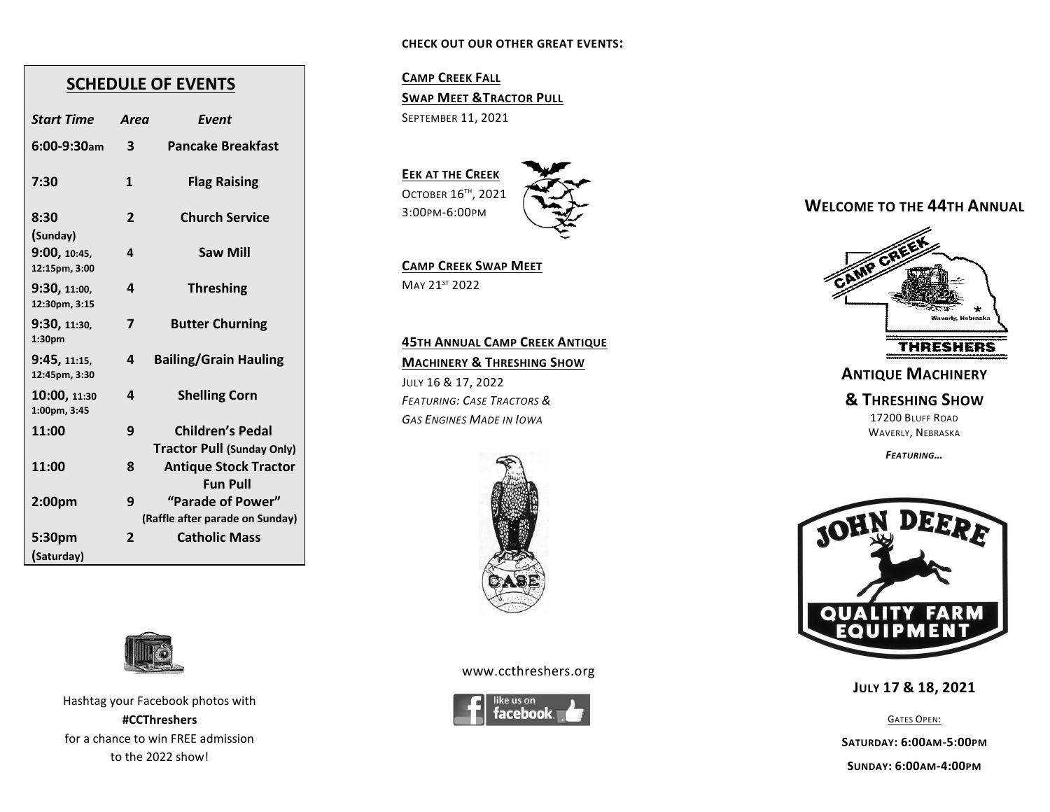## SCHEDULE OF EVENTS

| Start Time | Area | Event |
| --- | --- | --- |
| 6:00-9:30am | 3 | Pancake Breakfast |
| 7:30 | 1 | Flag Raising |
| 8:30 (Sunday) | 2 | Church Service |
| 9:00, 10:45, 12:15pm, 3:00 | 4 | Saw Mill |
| 9:30, 11:00, 12:30pm, 3:15 | 4 | Threshing |
| 9:30, 11:30, 1:30pm | 7 | Butter Churning |
| 9:45, 11:15, 12:45pm, 3:30 | 4 | Bailing/Grain Hauling |
| 10:00, 11:30 1:00pm, 3:45 | 4 | Shelling Corn |
| 11:00 | 9 | Children's Pedal Tractor Pull (Sunday Only) |
| 11:00 | 8 | Antique Stock Tractor Fun Pull |
| 2:00pm | 9 | "Parade of Power" (Raffle after parade on Sunday) |
| 5:30pm (Saturday) | 2 | Catholic Mass |

Hashtag your Facebook photos with
**#CCThreshers**
for a chance to win FREE admission to the 2022 show!

**CHECK OUT OUR OTHER GREAT EVENTS:**

**CAMP CREEK FALL SWAP MEET & TRACTOR PULL**
SEPTEMBER 11, 2021

**EEK AT THE CREEK**
OCTOBER 16TH, 2021
3:00PM-6:00PM

**CAMP CREEK SWAP MEET**
MAY 21ST 2022

**45TH ANNUAL CAMP CREEK ANTIQUE MACHINERY & THRESHING SHOW**
JULY 16 & 17, 2022
*FEATURING: CASE TRACTORS & GAS ENGINES MADE IN IOWA*

www.ccthreshers.org

like us on facebook

## WELCOME TO THE 44TH ANNUAL

CAMP CREEK THRESHERS
Waverly, Nebraska

## ANTIQUE MACHINERY & THRESHING SHOW

17200 BLUFF ROAD
WAVERLY, NEBRASKA

***FEATURING…***

JOHN DEERE
QUALITY FARM EQUIPMENT

**JULY 17 & 18, 2021**

GATES OPEN:

**SATURDAY: 6:00AM-5:00PM**

**SUNDAY: 6:00AM-4:00PM**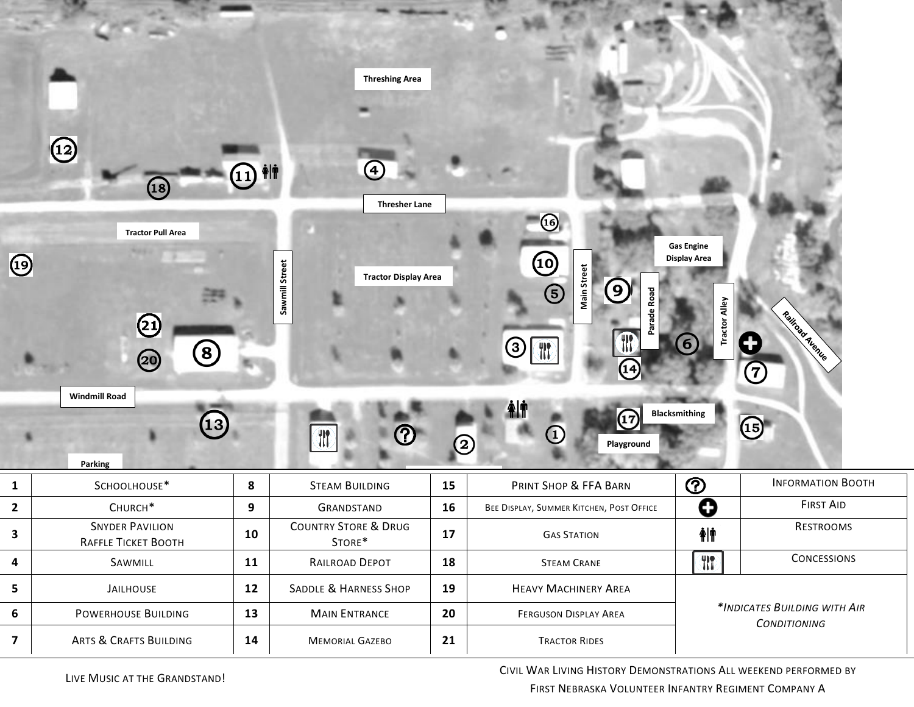Threshing Area

Thresher Lane

Tractor Pull Area

Sawmill Street

Tractor Display Area

Main Street

Gas Engine Display Area

Parade Road

Tractor Alley

Railroad Avenue

Windmill Road

Blacksmithing

Playground

Parking

| | | | | | | | |
|---|---|---|---|---|---|---|---|
| 1 | Schoolhouse* | 8 | Steam Building | 15 | Print Shop & FFA Barn | ? | Information Booth |
| 2 | Church* | 9 | Grandstand | 16 | Bee Display, Summer Kitchen, Post Office | ✚ | First Aid |
| 3 | Snyder Pavilion Raffle Ticket Booth | 10 | Country Store & Drug Store* | 17 | Gas Station | 🚻 | Restrooms |
| 4 | Sawmill | 11 | Railroad Depot | 18 | Steam Crane | 🍴 | Concessions |
| 5 | Jailhouse | 12 | Saddle & Harness Shop | 19 | Heavy Machinery Area | *Indicates building with air conditioning | |
| 6 | Powerhouse Building | 13 | Main Entrance | 20 | Ferguson Display Area | | |
| 7 | Arts & Crafts Building | 14 | Memorial Gazebo | 21 | Tractor Rides | | |

Live Music at the Grandstand!

Civil War Living History Demonstrations All weekend performed by First Nebraska Volunteer Infantry Regiment Company A